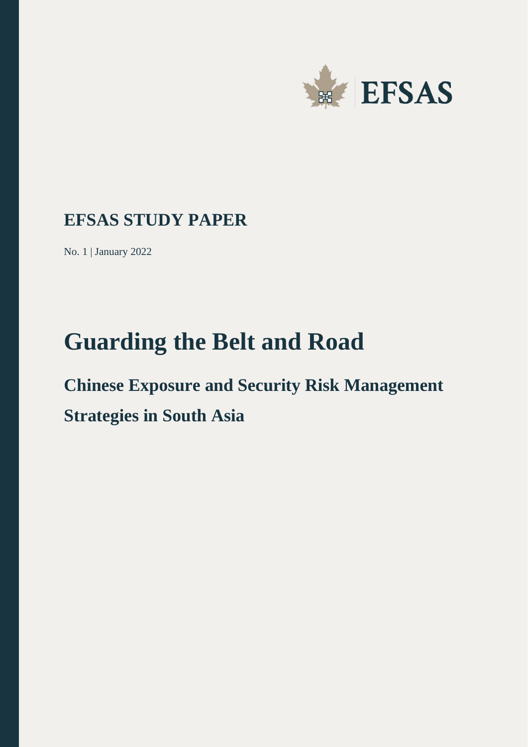EFSAS

## EFSAS STUDY PAPER

No. 1 | January 2022

# Guarding the Belt and Road

## Chinese Exposure and Security Risk Management Strategies in South Asia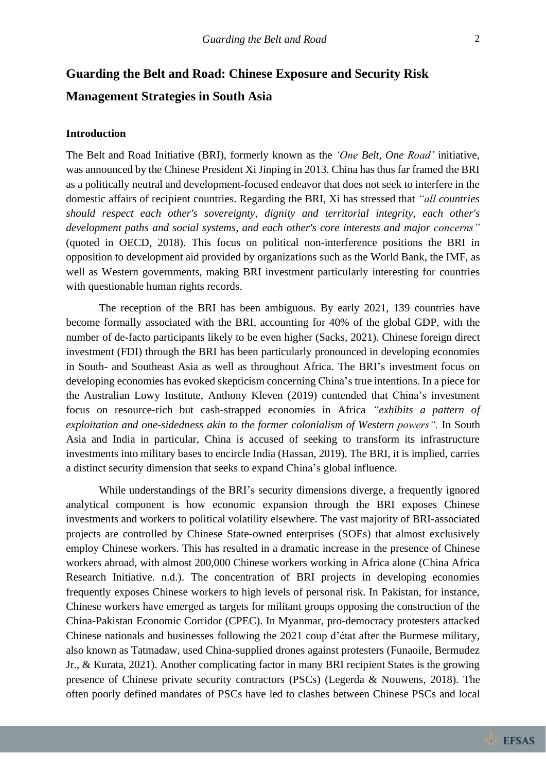# Guarding the Belt and Road: Chinese Exposure and Security Risk Management Strategies in South Asia

## Introduction

The Belt and Road Initiative (BRI), formerly known as the *'One Belt, One Road'* initiative, was announced by the Chinese President Xi Jinping in 2013. China has thus far framed the BRI as a politically neutral and development-focused endeavor that does not seek to interfere in the domestic affairs of recipient countries. Regarding the BRI, Xi has stressed that *"all countries should respect each other's sovereignty, dignity and territorial integrity, each other's development paths and social systems, and each other's core interests and major concerns"* (quoted in OECD, 2018). This focus on political non-interference positions the BRI in opposition to development aid provided by organizations such as the World Bank, the IMF, as well as Western governments, making BRI investment particularly interesting for countries with questionable human rights records.

The reception of the BRI has been ambiguous. By early 2021, 139 countries have become formally associated with the BRI, accounting for 40% of the global GDP, with the number of de-facto participants likely to be even higher (Sacks, 2021). Chinese foreign direct investment (FDI) through the BRI has been particularly pronounced in developing economies in South- and Southeast Asia as well as throughout Africa. The BRI's investment focus on developing economies has evoked skepticism concerning China's true intentions. In a piece for the Australian Lowy Institute, Anthony Kleven (2019) contended that China's investment focus on resource-rich but cash-strapped economies in Africa *"exhibits a pattern of exploitation and one-sidedness akin to the former colonialism of Western powers".* In South Asia and India in particular, China is accused of seeking to transform its infrastructure investments into military bases to encircle India (Hassan, 2019). The BRI, it is implied, carries a distinct security dimension that seeks to expand China's global influence.

While understandings of the BRI's security dimensions diverge, a frequently ignored analytical component is how economic expansion through the BRI exposes Chinese investments and workers to political volatility elsewhere. The vast majority of BRI-associated projects are controlled by Chinese State-owned enterprises (SOEs) that almost exclusively employ Chinese workers. This has resulted in a dramatic increase in the presence of Chinese workers abroad, with almost 200,000 Chinese workers working in Africa alone (China Africa Research Initiative. n.d.). The concentration of BRI projects in developing economies frequently exposes Chinese workers to high levels of personal risk. In Pakistan, for instance, Chinese workers have emerged as targets for militant groups opposing the construction of the China-Pakistan Economic Corridor (CPEC). In Myanmar, pro-democracy protesters attacked Chinese nationals and businesses following the 2021 coup d'état after the Burmese military, also known as Tatmadaw, used China-supplied drones against protesters (Funaoile, Bermudez Jr., & Kurata, 2021). Another complicating factor in many BRI recipient States is the growing presence of Chinese private security contractors (PSCs) (Legerda & Nouwens, 2018). The often poorly defined mandates of PSCs have led to clashes between Chinese PSCs and local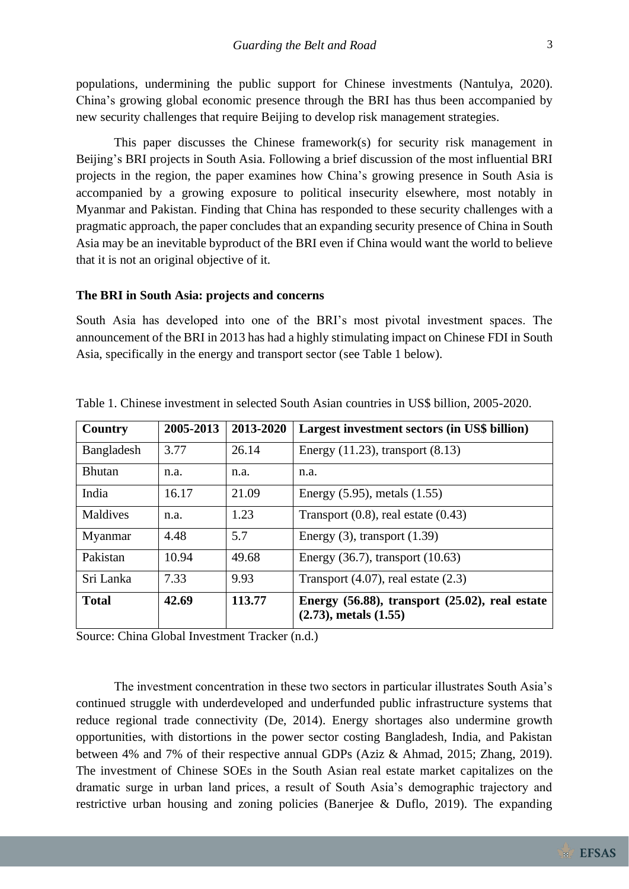populations, undermining the public support for Chinese investments (Nantulya, 2020). China's growing global economic presence through the BRI has thus been accompanied by new security challenges that require Beijing to develop risk management strategies.

This paper discusses the Chinese framework(s) for security risk management in Beijing's BRI projects in South Asia. Following a brief discussion of the most influential BRI projects in the region, the paper examines how China's growing presence in South Asia is accompanied by a growing exposure to political insecurity elsewhere, most notably in Myanmar and Pakistan. Finding that China has responded to these security challenges with a pragmatic approach, the paper concludes that an expanding security presence of China in South Asia may be an inevitable byproduct of the BRI even if China would want the world to believe that it is not an original objective of it.

**The BRI in South Asia: projects and concerns**

South Asia has developed into one of the BRI's most pivotal investment spaces. The announcement of the BRI in 2013 has had a highly stimulating impact on Chinese FDI in South Asia, specifically in the energy and transport sector (see Table 1 below).

Table 1. Chinese investment in selected South Asian countries in US$ billion, 2005-2020.

| Country | 2005-2013 | 2013-2020 | Largest investment sectors (in US$ billion) |
|---|---|---|---|
| Bangladesh | 3.77 | 26.14 | Energy (11.23), transport (8.13) |
| Bhutan | n.a. | n.a. | n.a. |
| India | 16.17 | 21.09 | Energy (5.95), metals (1.55) |
| Maldives | n.a. | 1.23 | Transport (0.8), real estate (0.43) |
| Myanmar | 4.48 | 5.7 | Energy (3), transport (1.39) |
| Pakistan | 10.94 | 49.68 | Energy (36.7), transport (10.63) |
| Sri Lanka | 7.33 | 9.93 | Transport (4.07), real estate (2.3) |
| **Total** | **42.69** | **113.77** | **Energy (56.88), transport (25.02), real estate (2.73), metals (1.55)** |

Source: China Global Investment Tracker (n.d.)

The investment concentration in these two sectors in particular illustrates South Asia's continued struggle with underdeveloped and underfunded public infrastructure systems that reduce regional trade connectivity (De, 2014). Energy shortages also undermine growth opportunities, with distortions in the power sector costing Bangladesh, India, and Pakistan between 4% and 7% of their respective annual GDPs (Aziz & Ahmad, 2015; Zhang, 2019). The investment of Chinese SOEs in the South Asian real estate market capitalizes on the dramatic surge in urban land prices, a result of South Asia's demographic trajectory and restrictive urban housing and zoning policies (Banerjee & Duflo, 2019). The expanding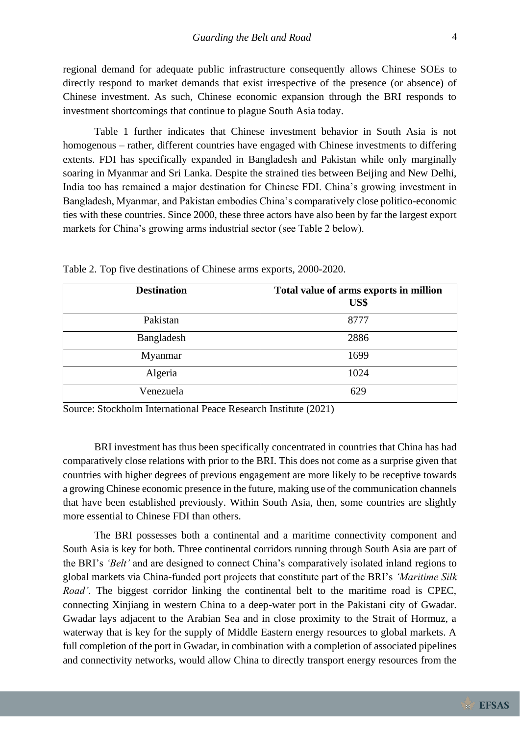regional demand for adequate public infrastructure consequently allows Chinese SOEs to directly respond to market demands that exist irrespective of the presence (or absence) of Chinese investment. As such, Chinese economic expansion through the BRI responds to investment shortcomings that continue to plague South Asia today.

Table 1 further indicates that Chinese investment behavior in South Asia is not homogenous – rather, different countries have engaged with Chinese investments to differing extents. FDI has specifically expanded in Bangladesh and Pakistan while only marginally soaring in Myanmar and Sri Lanka. Despite the strained ties between Beijing and New Delhi, India too has remained a major destination for Chinese FDI. China's growing investment in Bangladesh, Myanmar, and Pakistan embodies China's comparatively close politico-economic ties with these countries. Since 2000, these three actors have also been by far the largest export markets for China's growing arms industrial sector (see Table 2 below).

Table 2. Top five destinations of Chinese arms exports, 2000-2020.

| Destination | Total value of arms exports in million US$ |
|---|---|
| Pakistan | 8777 |
| Bangladesh | 2886 |
| Myanmar | 1699 |
| Algeria | 1024 |
| Venezuela | 629 |

Source: Stockholm International Peace Research Institute (2021)

BRI investment has thus been specifically concentrated in countries that China has had comparatively close relations with prior to the BRI. This does not come as a surprise given that countries with higher degrees of previous engagement are more likely to be receptive towards a growing Chinese economic presence in the future, making use of the communication channels that have been established previously. Within South Asia, then, some countries are slightly more essential to Chinese FDI than others.

The BRI possesses both a continental and a maritime connectivity component and South Asia is key for both. Three continental corridors running through South Asia are part of the BRI's *'Belt'* and are designed to connect China's comparatively isolated inland regions to global markets via China-funded port projects that constitute part of the BRI's *'Maritime Silk Road'*. The biggest corridor linking the continental belt to the maritime road is CPEC, connecting Xinjiang in western China to a deep-water port in the Pakistani city of Gwadar. Gwadar lays adjacent to the Arabian Sea and in close proximity to the Strait of Hormuz, a waterway that is key for the supply of Middle Eastern energy resources to global markets. A full completion of the port in Gwadar, in combination with a completion of associated pipelines and connectivity networks, would allow China to directly transport energy resources from the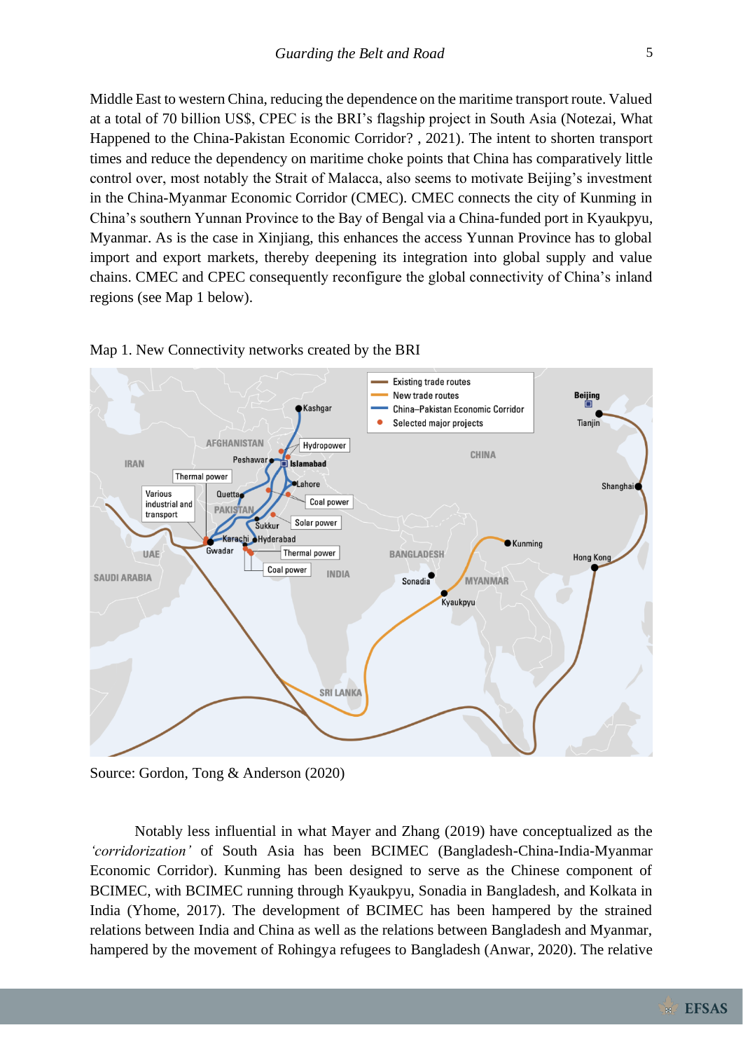Middle East to western China, reducing the dependence on the maritime transport route. Valued at a total of 70 billion US$, CPEC is the BRI's flagship project in South Asia (Notezai, What Happened to the China-Pakistan Economic Corridor? , 2021). The intent to shorten transport times and reduce the dependency on maritime choke points that China has comparatively little control over, most notably the Strait of Malacca, also seems to motivate Beijing's investment in the China-Myanmar Economic Corridor (CMEC). CMEC connects the city of Kunming in China's southern Yunnan Province to the Bay of Bengal via a China-funded port in Kyaukpyu, Myanmar. As is the case in Xinjiang, this enhances the access Yunnan Province has to global import and export markets, thereby deepening its integration into global supply and value chains. CMEC and CPEC consequently reconfigure the global connectivity of China's inland regions (see Map 1 below).

Map 1. New Connectivity networks created by the BRI

Source: Gordon, Tong & Anderson (2020)

Notably less influential in what Mayer and Zhang (2019) have conceptualized as the *'corridorization'* of South Asia has been BCIMEC (Bangladesh-China-India-Myanmar Economic Corridor). Kunming has been designed to serve as the Chinese component of BCIMEC, with BCIMEC running through Kyaukpyu, Sonadia in Bangladesh, and Kolkata in India (Yhome, 2017). The development of BCIMEC has been hampered by the strained relations between India and China as well as the relations between Bangladesh and Myanmar, hampered by the movement of Rohingya refugees to Bangladesh (Anwar, 2020). The relative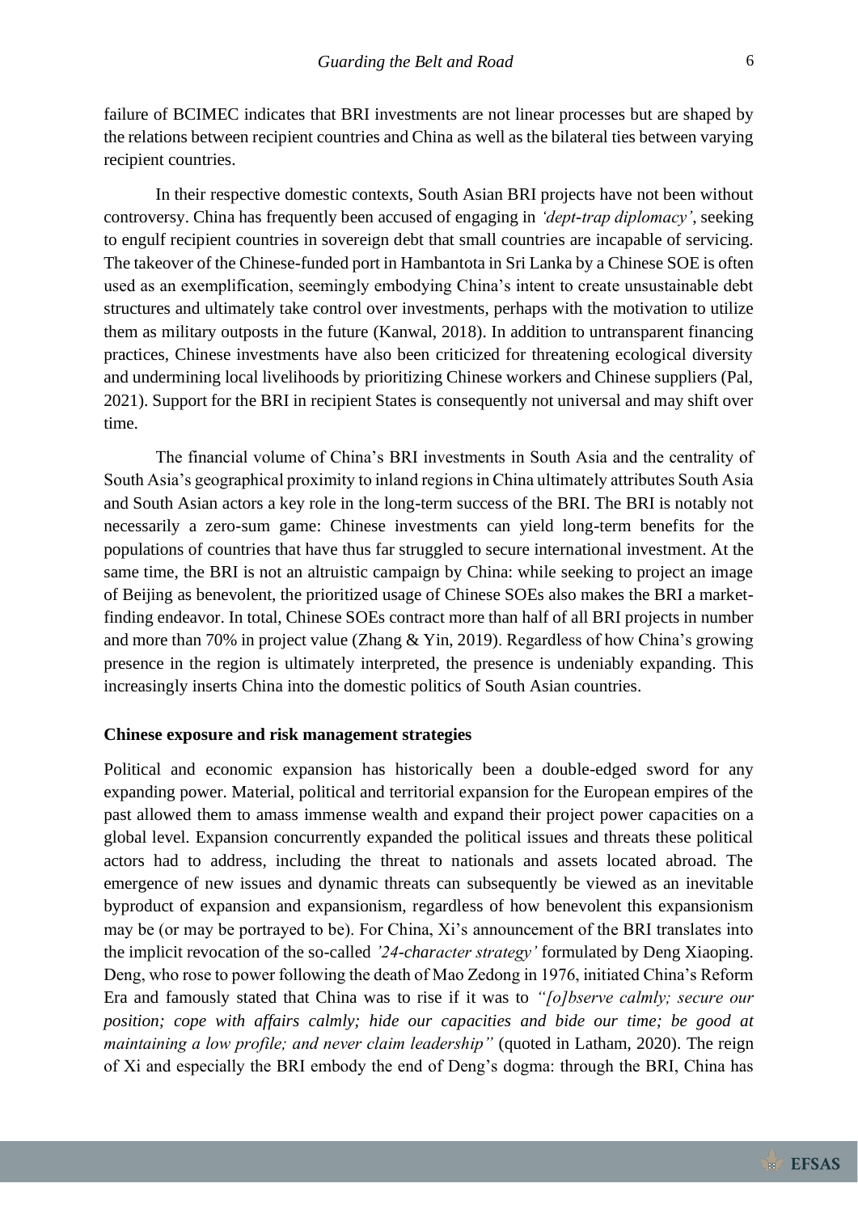failure of BCIMEC indicates that BRI investments are not linear processes but are shaped by the relations between recipient countries and China as well as the bilateral ties between varying recipient countries.

In their respective domestic contexts, South Asian BRI projects have not been without controversy. China has frequently been accused of engaging in *'dept-trap diplomacy'*, seeking to engulf recipient countries in sovereign debt that small countries are incapable of servicing. The takeover of the Chinese-funded port in Hambantota in Sri Lanka by a Chinese SOE is often used as an exemplification, seemingly embodying China's intent to create unsustainable debt structures and ultimately take control over investments, perhaps with the motivation to utilize them as military outposts in the future (Kanwal, 2018). In addition to untransparent financing practices, Chinese investments have also been criticized for threatening ecological diversity and undermining local livelihoods by prioritizing Chinese workers and Chinese suppliers (Pal, 2021). Support for the BRI in recipient States is consequently not universal and may shift over time.

The financial volume of China's BRI investments in South Asia and the centrality of South Asia's geographical proximity to inland regions in China ultimately attributes South Asia and South Asian actors a key role in the long-term success of the BRI. The BRI is notably not necessarily a zero-sum game: Chinese investments can yield long-term benefits for the populations of countries that have thus far struggled to secure international investment. At the same time, the BRI is not an altruistic campaign by China: while seeking to project an image of Beijing as benevolent, the prioritized usage of Chinese SOEs also makes the BRI a market-finding endeavor. In total, Chinese SOEs contract more than half of all BRI projects in number and more than 70% in project value (Zhang & Yin, 2019). Regardless of how China's growing presence in the region is ultimately interpreted, the presence is undeniably expanding. This increasingly inserts China into the domestic politics of South Asian countries.

**Chinese exposure and risk management strategies**

Political and economic expansion has historically been a double-edged sword for any expanding power. Material, political and territorial expansion for the European empires of the past allowed them to amass immense wealth and expand their project power capacities on a global level. Expansion concurrently expanded the political issues and threats these political actors had to address, including the threat to nationals and assets located abroad. The emergence of new issues and dynamic threats can subsequently be viewed as an inevitable byproduct of expansion and expansionism, regardless of how benevolent this expansionism may be (or may be portrayed to be). For China, Xi's announcement of the BRI translates into the implicit revocation of the so-called *'24-character strategy'* formulated by Deng Xiaoping. Deng, who rose to power following the death of Mao Zedong in 1976, initiated China's Reform Era and famously stated that China was to rise if it was to *"[o]bserve calmly; secure our position; cope with affairs calmly; hide our capacities and bide our time; be good at maintaining a low profile; and never claim leadership"* (quoted in Latham, 2020). The reign of Xi and especially the BRI embody the end of Deng's dogma: through the BRI, China has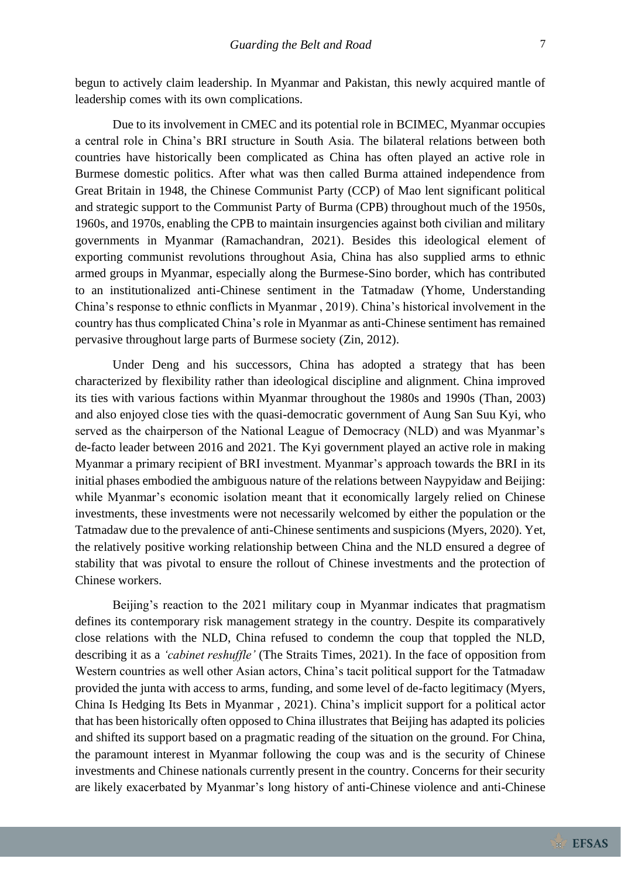begun to actively claim leadership. In Myanmar and Pakistan, this newly acquired mantle of leadership comes with its own complications.

Due to its involvement in CMEC and its potential role in BCIMEC, Myanmar occupies a central role in China's BRI structure in South Asia. The bilateral relations between both countries have historically been complicated as China has often played an active role in Burmese domestic politics. After what was then called Burma attained independence from Great Britain in 1948, the Chinese Communist Party (CCP) of Mao lent significant political and strategic support to the Communist Party of Burma (CPB) throughout much of the 1950s, 1960s, and 1970s, enabling the CPB to maintain insurgencies against both civilian and military governments in Myanmar (Ramachandran, 2021). Besides this ideological element of exporting communist revolutions throughout Asia, China has also supplied arms to ethnic armed groups in Myanmar, especially along the Burmese-Sino border, which has contributed to an institutionalized anti-Chinese sentiment in the Tatmadaw (Yhome, Understanding China's response to ethnic conflicts in Myanmar , 2019). China's historical involvement in the country has thus complicated China's role in Myanmar as anti-Chinese sentiment has remained pervasive throughout large parts of Burmese society (Zin, 2012).

Under Deng and his successors, China has adopted a strategy that has been characterized by flexibility rather than ideological discipline and alignment. China improved its ties with various factions within Myanmar throughout the 1980s and 1990s (Than, 2003) and also enjoyed close ties with the quasi-democratic government of Aung San Suu Kyi, who served as the chairperson of the National League of Democracy (NLD) and was Myanmar's de-facto leader between 2016 and 2021. The Kyi government played an active role in making Myanmar a primary recipient of BRI investment. Myanmar's approach towards the BRI in its initial phases embodied the ambiguous nature of the relations between Naypyidaw and Beijing: while Myanmar's economic isolation meant that it economically largely relied on Chinese investments, these investments were not necessarily welcomed by either the population or the Tatmadaw due to the prevalence of anti-Chinese sentiments and suspicions (Myers, 2020). Yet, the relatively positive working relationship between China and the NLD ensured a degree of stability that was pivotal to ensure the rollout of Chinese investments and the protection of Chinese workers.

Beijing's reaction to the 2021 military coup in Myanmar indicates that pragmatism defines its contemporary risk management strategy in the country. Despite its comparatively close relations with the NLD, China refused to condemn the coup that toppled the NLD, describing it as a *'cabinet reshuffle'* (The Straits Times, 2021). In the face of opposition from Western countries as well other Asian actors, China's tacit political support for the Tatmadaw provided the junta with access to arms, funding, and some level of de-facto legitimacy (Myers, China Is Hedging Its Bets in Myanmar , 2021). China's implicit support for a political actor that has been historically often opposed to China illustrates that Beijing has adapted its policies and shifted its support based on a pragmatic reading of the situation on the ground. For China, the paramount interest in Myanmar following the coup was and is the security of Chinese investments and Chinese nationals currently present in the country. Concerns for their security are likely exacerbated by Myanmar's long history of anti-Chinese violence and anti-Chinese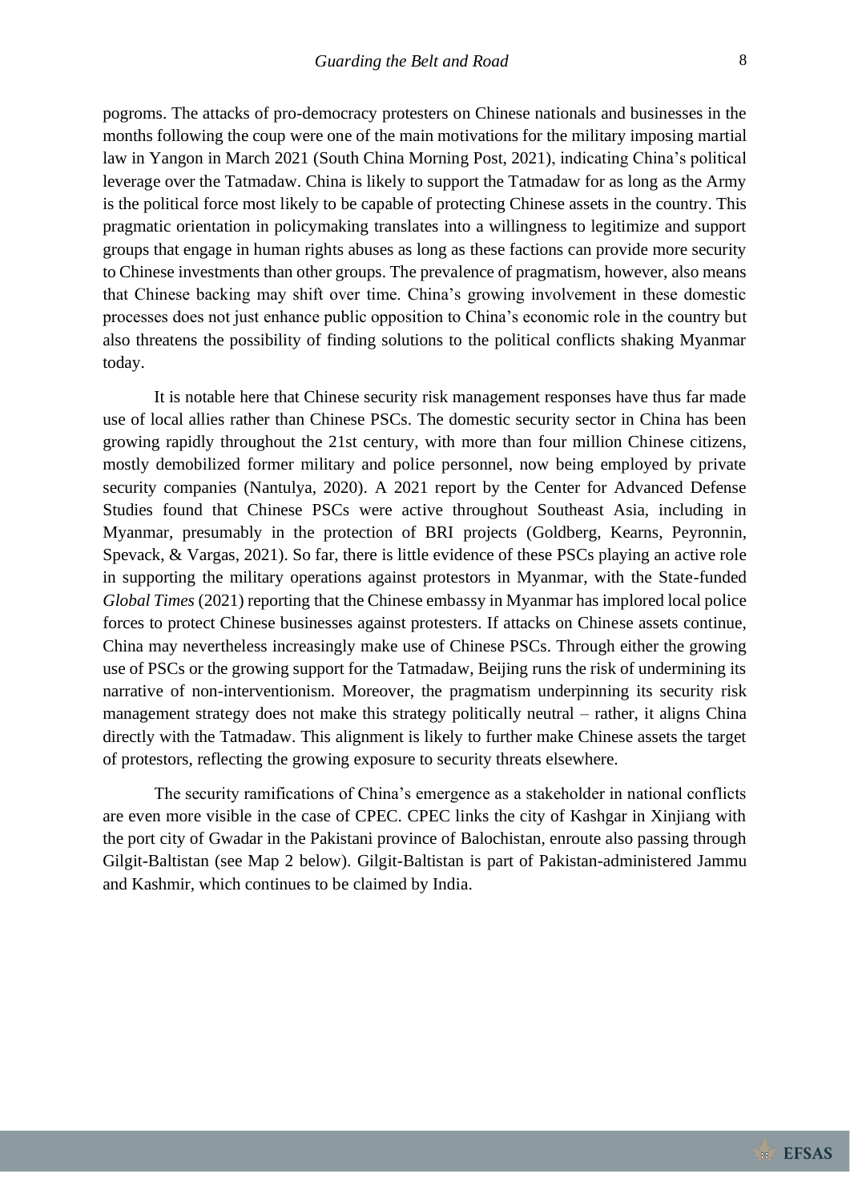pogroms. The attacks of pro-democracy protesters on Chinese nationals and businesses in the months following the coup were one of the main motivations for the military imposing martial law in Yangon in March 2021 (South China Morning Post, 2021), indicating China's political leverage over the Tatmadaw. China is likely to support the Tatmadaw for as long as the Army is the political force most likely to be capable of protecting Chinese assets in the country. This pragmatic orientation in policymaking translates into a willingness to legitimize and support groups that engage in human rights abuses as long as these factions can provide more security to Chinese investments than other groups. The prevalence of pragmatism, however, also means that Chinese backing may shift over time. China's growing involvement in these domestic processes does not just enhance public opposition to China's economic role in the country but also threatens the possibility of finding solutions to the political conflicts shaking Myanmar today.

It is notable here that Chinese security risk management responses have thus far made use of local allies rather than Chinese PSCs. The domestic security sector in China has been growing rapidly throughout the 21st century, with more than four million Chinese citizens, mostly demobilized former military and police personnel, now being employed by private security companies (Nantulya, 2020). A 2021 report by the Center for Advanced Defense Studies found that Chinese PSCs were active throughout Southeast Asia, including in Myanmar, presumably in the protection of BRI projects (Goldberg, Kearns, Peyronnin, Spevack, & Vargas, 2021). So far, there is little evidence of these PSCs playing an active role in supporting the military operations against protestors in Myanmar, with the State-funded *Global Times* (2021) reporting that the Chinese embassy in Myanmar has implored local police forces to protect Chinese businesses against protesters. If attacks on Chinese assets continue, China may nevertheless increasingly make use of Chinese PSCs. Through either the growing use of PSCs or the growing support for the Tatmadaw, Beijing runs the risk of undermining its narrative of non-interventionism. Moreover, the pragmatism underpinning its security risk management strategy does not make this strategy politically neutral – rather, it aligns China directly with the Tatmadaw. This alignment is likely to further make Chinese assets the target of protestors, reflecting the growing exposure to security threats elsewhere.

The security ramifications of China's emergence as a stakeholder in national conflicts are even more visible in the case of CPEC. CPEC links the city of Kashgar in Xinjiang with the port city of Gwadar in the Pakistani province of Balochistan, enroute also passing through Gilgit-Baltistan (see Map 2 below). Gilgit-Baltistan is part of Pakistan-administered Jammu and Kashmir, which continues to be claimed by India.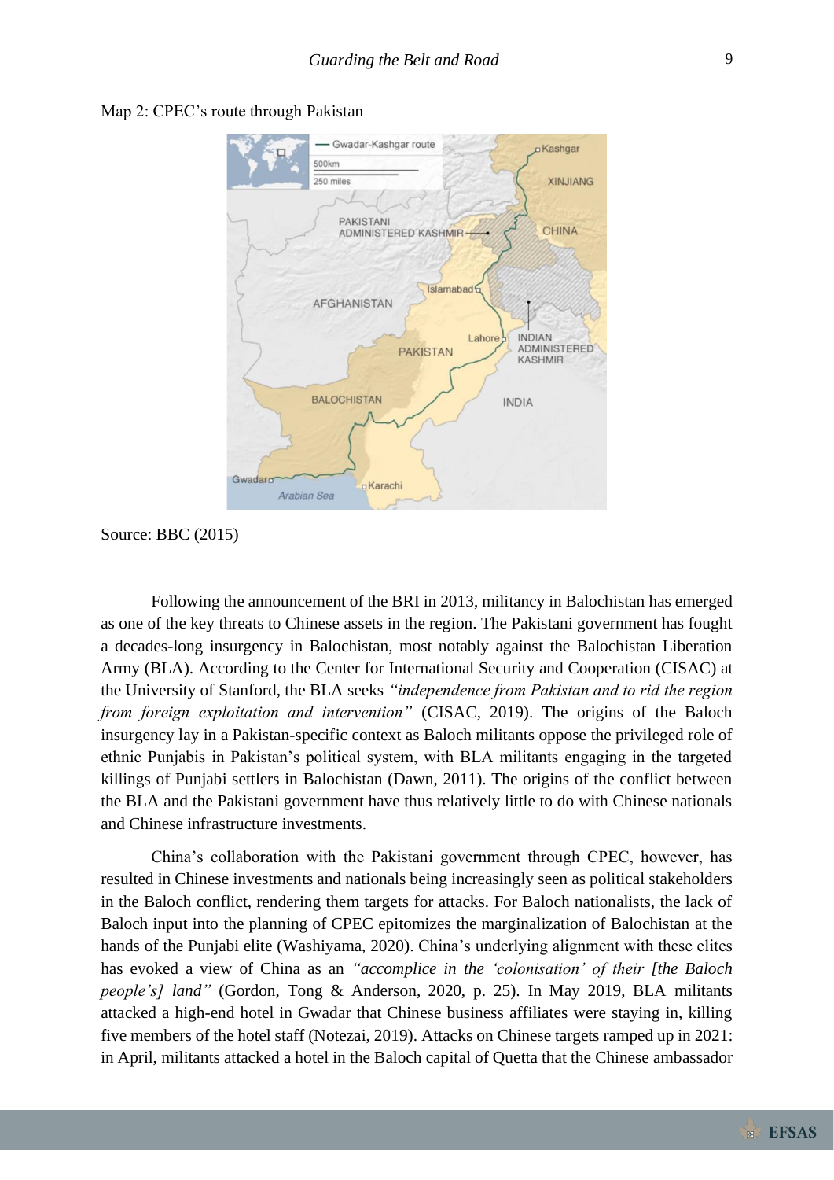Map 2: CPEC's route through Pakistan

Source: BBC (2015)

Following the announcement of the BRI in 2013, militancy in Balochistan has emerged as one of the key threats to Chinese assets in the region. The Pakistani government has fought a decades-long insurgency in Balochistan, most notably against the Balochistan Liberation Army (BLA). According to the Center for International Security and Cooperation (CISAC) at the University of Stanford, the BLA seeks *"independence from Pakistan and to rid the region from foreign exploitation and intervention"* (CISAC, 2019). The origins of the Baloch insurgency lay in a Pakistan-specific context as Baloch militants oppose the privileged role of ethnic Punjabis in Pakistan's political system, with BLA militants engaging in the targeted killings of Punjabi settlers in Balochistan (Dawn, 2011). The origins of the conflict between the BLA and the Pakistani government have thus relatively little to do with Chinese nationals and Chinese infrastructure investments.

China's collaboration with the Pakistani government through CPEC, however, has resulted in Chinese investments and nationals being increasingly seen as political stakeholders in the Baloch conflict, rendering them targets for attacks. For Baloch nationalists, the lack of Baloch input into the planning of CPEC epitomizes the marginalization of Balochistan at the hands of the Punjabi elite (Washiyama, 2020). China's underlying alignment with these elites has evoked a view of China as an *"accomplice in the 'colonisation' of their [the Baloch people's] land"* (Gordon, Tong & Anderson, 2020, p. 25). In May 2019, BLA militants attacked a high-end hotel in Gwadar that Chinese business affiliates were staying in, killing five members of the hotel staff (Notezai, 2019). Attacks on Chinese targets ramped up in 2021: in April, militants attacked a hotel in the Baloch capital of Quetta that the Chinese ambassador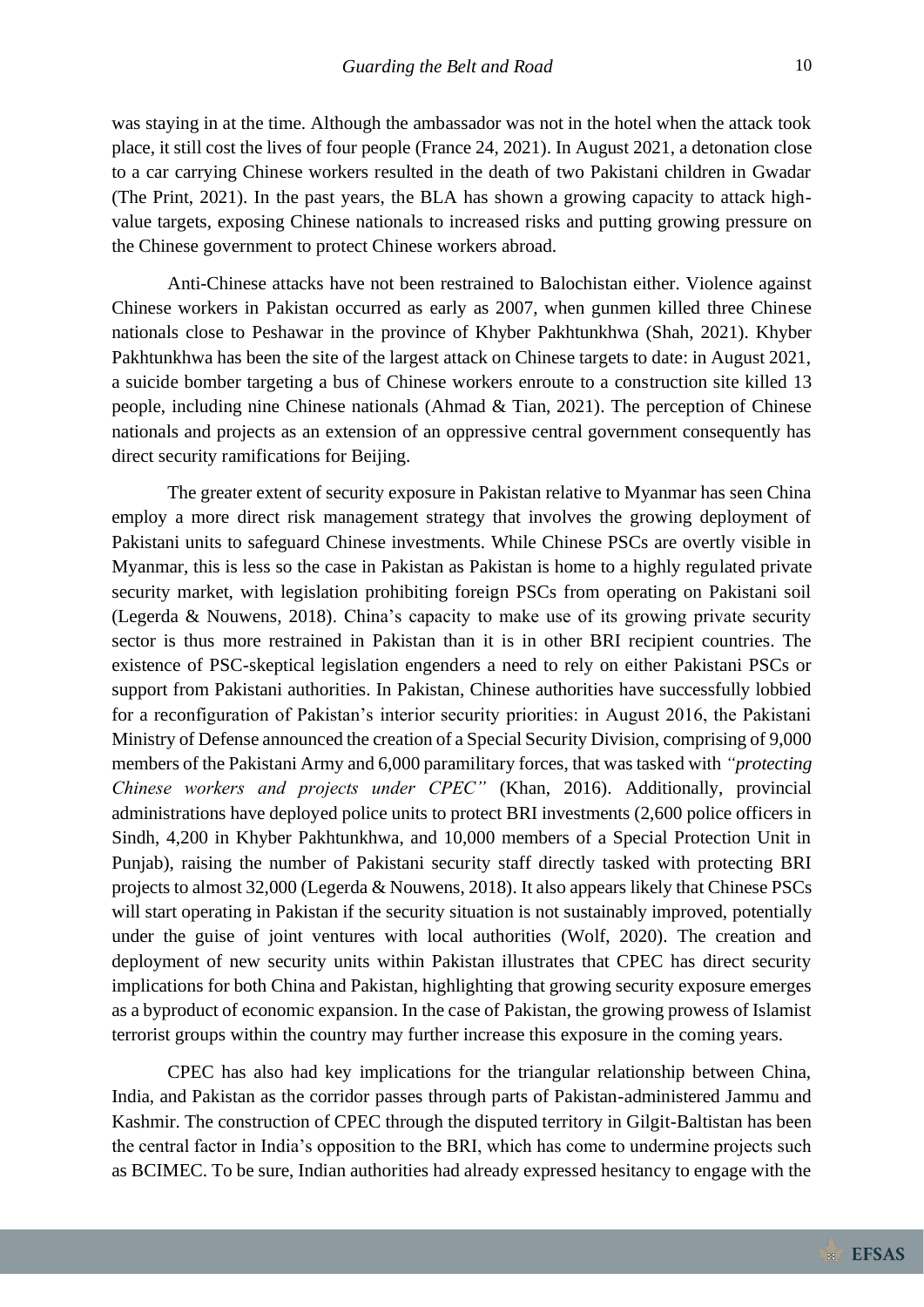was staying in at the time. Although the ambassador was not in the hotel when the attack took place, it still cost the lives of four people (France 24, 2021). In August 2021, a detonation close to a car carrying Chinese workers resulted in the death of two Pakistani children in Gwadar (The Print, 2021). In the past years, the BLA has shown a growing capacity to attack high-value targets, exposing Chinese nationals to increased risks and putting growing pressure on the Chinese government to protect Chinese workers abroad.

Anti-Chinese attacks have not been restrained to Balochistan either. Violence against Chinese workers in Pakistan occurred as early as 2007, when gunmen killed three Chinese nationals close to Peshawar in the province of Khyber Pakhtunkhwa (Shah, 2021). Khyber Pakhtunkhwa has been the site of the largest attack on Chinese targets to date: in August 2021, a suicide bomber targeting a bus of Chinese workers enroute to a construction site killed 13 people, including nine Chinese nationals (Ahmad & Tian, 2021). The perception of Chinese nationals and projects as an extension of an oppressive central government consequently has direct security ramifications for Beijing.

The greater extent of security exposure in Pakistan relative to Myanmar has seen China employ a more direct risk management strategy that involves the growing deployment of Pakistani units to safeguard Chinese investments. While Chinese PSCs are overtly visible in Myanmar, this is less so the case in Pakistan as Pakistan is home to a highly regulated private security market, with legislation prohibiting foreign PSCs from operating on Pakistani soil (Legerda & Nouwens, 2018). China's capacity to make use of its growing private security sector is thus more restrained in Pakistan than it is in other BRI recipient countries. The existence of PSC-skeptical legislation engenders a need to rely on either Pakistani PSCs or support from Pakistani authorities. In Pakistan, Chinese authorities have successfully lobbied for a reconfiguration of Pakistan's interior security priorities: in August 2016, the Pakistani Ministry of Defense announced the creation of a Special Security Division, comprising of 9,000 members of the Pakistani Army and 6,000 paramilitary forces, that was tasked with *"protecting Chinese workers and projects under CPEC"* (Khan, 2016). Additionally, provincial administrations have deployed police units to protect BRI investments (2,600 police officers in Sindh, 4,200 in Khyber Pakhtunkhwa, and 10,000 members of a Special Protection Unit in Punjab), raising the number of Pakistani security staff directly tasked with protecting BRI projects to almost 32,000 (Legerda & Nouwens, 2018). It also appears likely that Chinese PSCs will start operating in Pakistan if the security situation is not sustainably improved, potentially under the guise of joint ventures with local authorities (Wolf, 2020). The creation and deployment of new security units within Pakistan illustrates that CPEC has direct security implications for both China and Pakistan, highlighting that growing security exposure emerges as a byproduct of economic expansion. In the case of Pakistan, the growing prowess of Islamist terrorist groups within the country may further increase this exposure in the coming years.

CPEC has also had key implications for the triangular relationship between China, India, and Pakistan as the corridor passes through parts of Pakistan-administered Jammu and Kashmir. The construction of CPEC through the disputed territory in Gilgit-Baltistan has been the central factor in India's opposition to the BRI, which has come to undermine projects such as BCIMEC. To be sure, Indian authorities had already expressed hesitancy to engage with the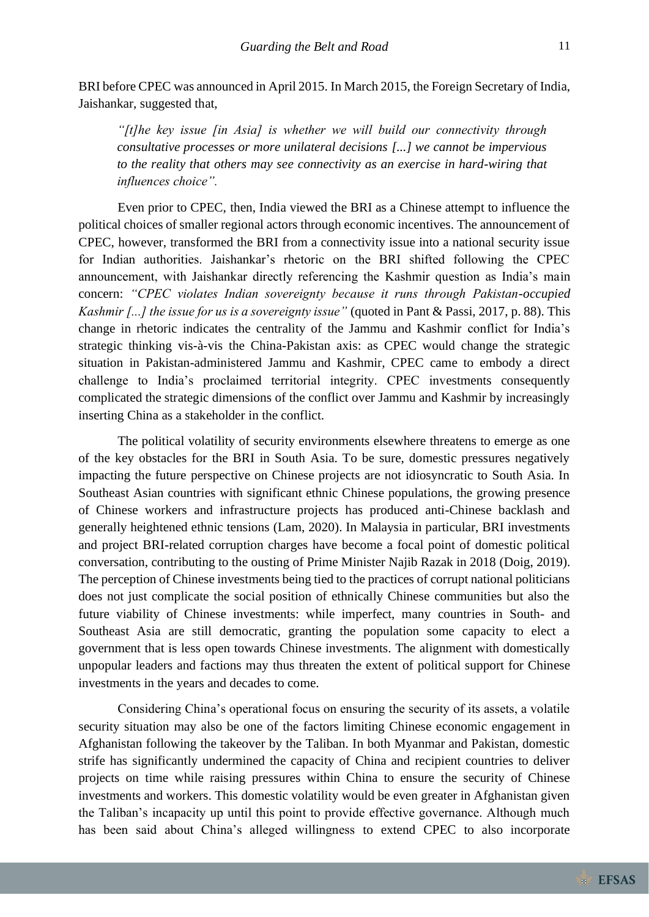BRI before CPEC was announced in April 2015. In March 2015, the Foreign Secretary of India, Jaishankar, suggested that,

> *"[t]he key issue [in Asia] is whether we will build our connectivity through consultative processes or more unilateral decisions [...] we cannot be impervious to the reality that others may see connectivity as an exercise in hard-wiring that influences choice".*

Even prior to CPEC, then, India viewed the BRI as a Chinese attempt to influence the political choices of smaller regional actors through economic incentives. The announcement of CPEC, however, transformed the BRI from a connectivity issue into a national security issue for Indian authorities. Jaishankar's rhetoric on the BRI shifted following the CPEC announcement, with Jaishankar directly referencing the Kashmir question as India's main concern: *"CPEC violates Indian sovereignty because it runs through Pakistan-occupied Kashmir [...] the issue for us is a sovereignty issue"* (quoted in Pant & Passi, 2017, p. 88). This change in rhetoric indicates the centrality of the Jammu and Kashmir conflict for India's strategic thinking vis-à-vis the China-Pakistan axis: as CPEC would change the strategic situation in Pakistan-administered Jammu and Kashmir, CPEC came to embody a direct challenge to India's proclaimed territorial integrity. CPEC investments consequently complicated the strategic dimensions of the conflict over Jammu and Kashmir by increasingly inserting China as a stakeholder in the conflict.

The political volatility of security environments elsewhere threatens to emerge as one of the key obstacles for the BRI in South Asia. To be sure, domestic pressures negatively impacting the future perspective on Chinese projects are not idiosyncratic to South Asia. In Southeast Asian countries with significant ethnic Chinese populations, the growing presence of Chinese workers and infrastructure projects has produced anti-Chinese backlash and generally heightened ethnic tensions (Lam, 2020). In Malaysia in particular, BRI investments and project BRI-related corruption charges have become a focal point of domestic political conversation, contributing to the ousting of Prime Minister Najib Razak in 2018 (Doig, 2019). The perception of Chinese investments being tied to the practices of corrupt national politicians does not just complicate the social position of ethnically Chinese communities but also the future viability of Chinese investments: while imperfect, many countries in South- and Southeast Asia are still democratic, granting the population some capacity to elect a government that is less open towards Chinese investments. The alignment with domestically unpopular leaders and factions may thus threaten the extent of political support for Chinese investments in the years and decades to come.

Considering China's operational focus on ensuring the security of its assets, a volatile security situation may also be one of the factors limiting Chinese economic engagement in Afghanistan following the takeover by the Taliban. In both Myanmar and Pakistan, domestic strife has significantly undermined the capacity of China and recipient countries to deliver projects on time while raising pressures within China to ensure the security of Chinese investments and workers. This domestic volatility would be even greater in Afghanistan given the Taliban's incapacity up until this point to provide effective governance. Although much has been said about China's alleged willingness to extend CPEC to also incorporate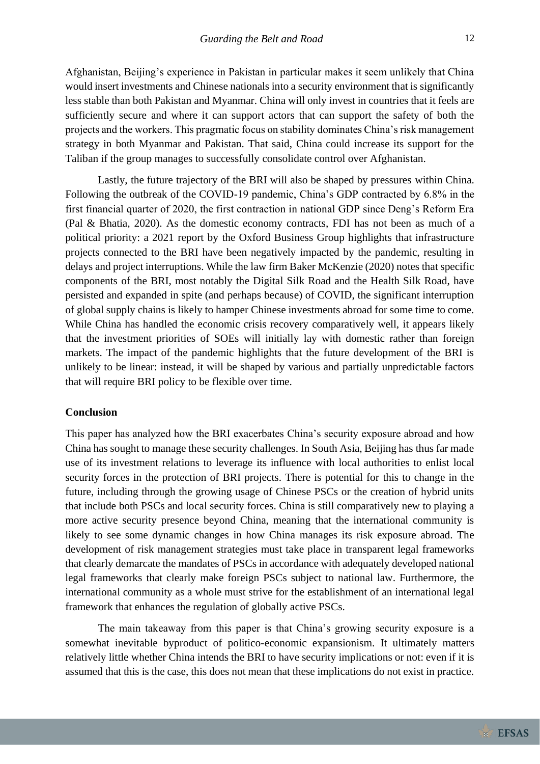Afghanistan, Beijing's experience in Pakistan in particular makes it seem unlikely that China would insert investments and Chinese nationals into a security environment that is significantly less stable than both Pakistan and Myanmar. China will only invest in countries that it feels are sufficiently secure and where it can support actors that can support the safety of both the projects and the workers. This pragmatic focus on stability dominates China's risk management strategy in both Myanmar and Pakistan. That said, China could increase its support for the Taliban if the group manages to successfully consolidate control over Afghanistan.

Lastly, the future trajectory of the BRI will also be shaped by pressures within China. Following the outbreak of the COVID-19 pandemic, China's GDP contracted by 6.8% in the first financial quarter of 2020, the first contraction in national GDP since Deng's Reform Era (Pal & Bhatia, 2020). As the domestic economy contracts, FDI has not been as much of a political priority: a 2021 report by the Oxford Business Group highlights that infrastructure projects connected to the BRI have been negatively impacted by the pandemic, resulting in delays and project interruptions. While the law firm Baker McKenzie (2020) notes that specific components of the BRI, most notably the Digital Silk Road and the Health Silk Road, have persisted and expanded in spite (and perhaps because) of COVID, the significant interruption of global supply chains is likely to hamper Chinese investments abroad for some time to come. While China has handled the economic crisis recovery comparatively well, it appears likely that the investment priorities of SOEs will initially lay with domestic rather than foreign markets. The impact of the pandemic highlights that the future development of the BRI is unlikely to be linear: instead, it will be shaped by various and partially unpredictable factors that will require BRI policy to be flexible over time.

## Conclusion

This paper has analyzed how the BRI exacerbates China's security exposure abroad and how China has sought to manage these security challenges. In South Asia, Beijing has thus far made use of its investment relations to leverage its influence with local authorities to enlist local security forces in the protection of BRI projects. There is potential for this to change in the future, including through the growing usage of Chinese PSCs or the creation of hybrid units that include both PSCs and local security forces. China is still comparatively new to playing a more active security presence beyond China, meaning that the international community is likely to see some dynamic changes in how China manages its risk exposure abroad. The development of risk management strategies must take place in transparent legal frameworks that clearly demarcate the mandates of PSCs in accordance with adequately developed national legal frameworks that clearly make foreign PSCs subject to national law. Furthermore, the international community as a whole must strive for the establishment of an international legal framework that enhances the regulation of globally active PSCs.

The main takeaway from this paper is that China's growing security exposure is a somewhat inevitable byproduct of politico-economic expansionism. It ultimately matters relatively little whether China intends the BRI to have security implications or not: even if it is assumed that this is the case, this does not mean that these implications do not exist in practice.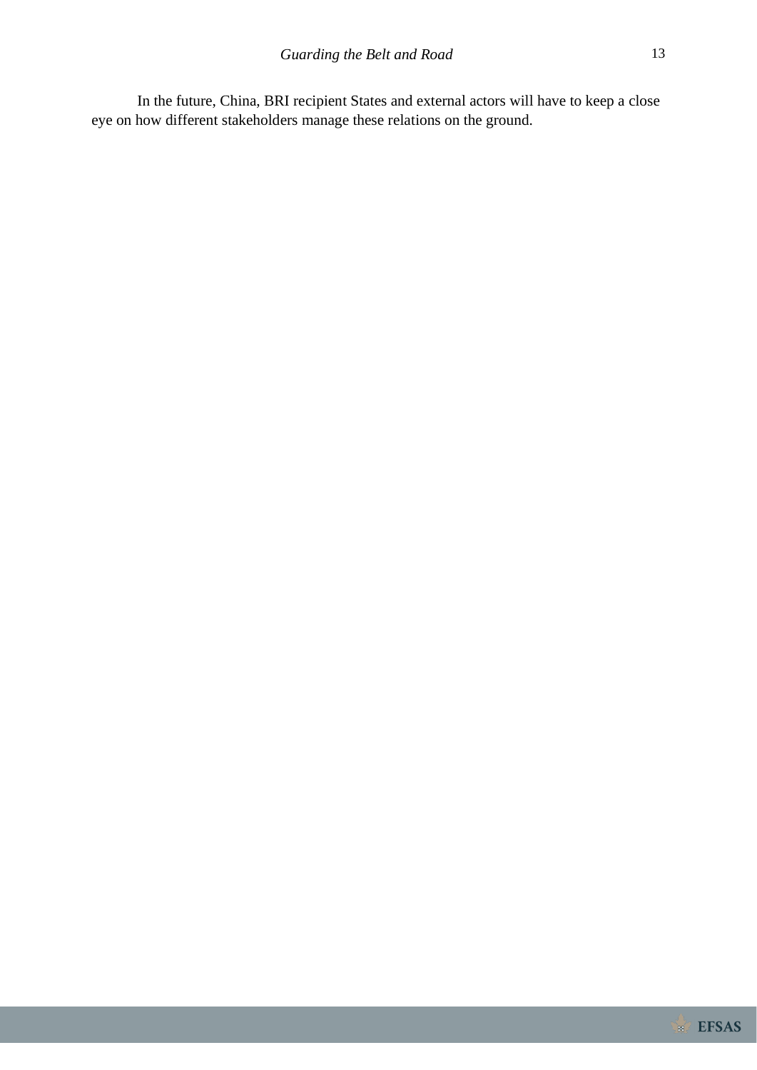In the future, China, BRI recipient States and external actors will have to keep a close eye on how different stakeholders manage these relations on the ground.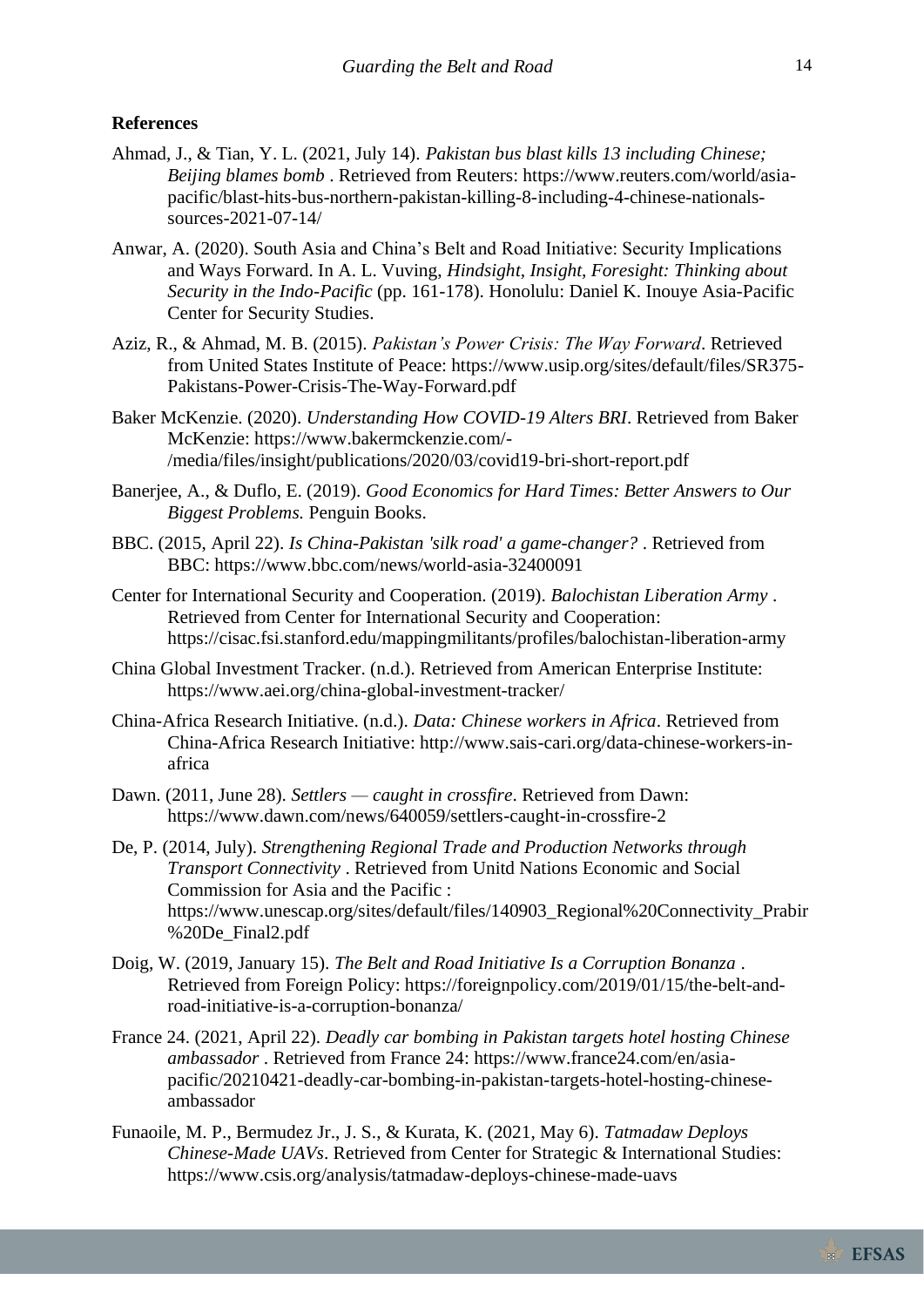## References

Ahmad, J., & Tian, Y. L. (2021, July 14). *Pakistan bus blast kills 13 including Chinese; Beijing blames bomb* . Retrieved from Reuters: https://www.reuters.com/world/asia-pacific/blast-hits-bus-northern-pakistan-killing-8-including-4-chinese-nationals-sources-2021-07-14/

Anwar, A. (2020). South Asia and China's Belt and Road Initiative: Security Implications and Ways Forward. In A. L. Vuving, *Hindsight, Insight, Foresight: Thinking about Security in the Indo-Pacific* (pp. 161-178). Honolulu: Daniel K. Inouye Asia-Pacific Center for Security Studies.

Aziz, R., & Ahmad, M. B. (2015). *Pakistan's Power Crisis: The Way Forward*. Retrieved from United States Institute of Peace: https://www.usip.org/sites/default/files/SR375-Pakistans-Power-Crisis-The-Way-Forward.pdf

Baker McKenzie. (2020). *Understanding How COVID-19 Alters BRI*. Retrieved from Baker McKenzie: https://www.bakermckenzie.com/-/media/files/insight/publications/2020/03/covid19-bri-short-report.pdf

Banerjee, A., & Duflo, E. (2019). *Good Economics for Hard Times: Better Answers to Our Biggest Problems.* Penguin Books.

BBC. (2015, April 22). *Is China-Pakistan 'silk road' a game-changer?* . Retrieved from BBC: https://www.bbc.com/news/world-asia-32400091

Center for International Security and Cooperation. (2019). *Balochistan Liberation Army* . Retrieved from Center for International Security and Cooperation: https://cisac.fsi.stanford.edu/mappingmilitants/profiles/balochistan-liberation-army

China Global Investment Tracker. (n.d.). Retrieved from American Enterprise Institute: https://www.aei.org/china-global-investment-tracker/

China-Africa Research Initiative. (n.d.). *Data: Chinese workers in Africa*. Retrieved from China-Africa Research Initiative: http://www.sais-cari.org/data-chinese-workers-in-africa

Dawn. (2011, June 28). *Settlers — caught in crossfire*. Retrieved from Dawn: https://www.dawn.com/news/640059/settlers-caught-in-crossfire-2

De, P. (2014, July). *Strengthening Regional Trade and Production Networks through Transport Connectivity* . Retrieved from Unitd Nations Economic and Social Commission for Asia and the Pacific : https://www.unescap.org/sites/default/files/140903_Regional%20Connectivity_Prabir%20De_Final2.pdf

Doig, W. (2019, January 15). *The Belt and Road Initiative Is a Corruption Bonanza* . Retrieved from Foreign Policy: https://foreignpolicy.com/2019/01/15/the-belt-and-road-initiative-is-a-corruption-bonanza/

France 24. (2021, April 22). *Deadly car bombing in Pakistan targets hotel hosting Chinese ambassador* . Retrieved from France 24: https://www.france24.com/en/asia-pacific/20210421-deadly-car-bombing-in-pakistan-targets-hotel-hosting-chinese-ambassador

Funaoile, M. P., Bermudez Jr., J. S., & Kurata, K. (2021, May 6). *Tatmadaw Deploys Chinese-Made UAVs*. Retrieved from Center for Strategic & International Studies: https://www.csis.org/analysis/tatmadaw-deploys-chinese-made-uavs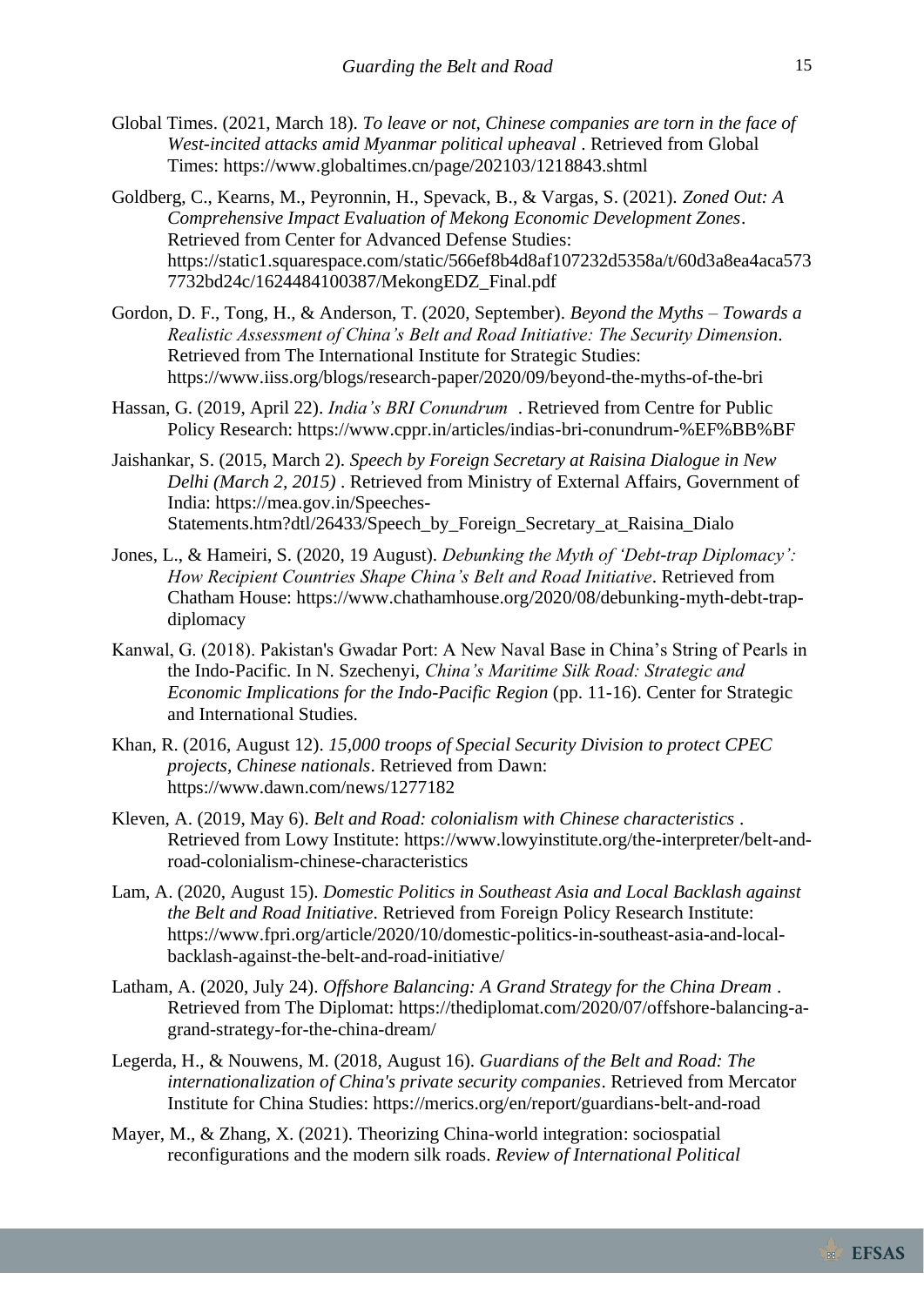Global Times. (2021, March 18). *To leave or not, Chinese companies are torn in the face of West-incited attacks amid Myanmar political upheaval* . Retrieved from Global Times: https://www.globaltimes.cn/page/202103/1218843.shtml

Goldberg, C., Kearns, M., Peyronnin, H., Spevack, B., & Vargas, S. (2021). *Zoned Out: A Comprehensive Impact Evaluation of Mekong Economic Development Zones*. Retrieved from Center for Advanced Defense Studies: https://static1.squarespace.com/static/566ef8b4d8af107232d5358a/t/60d3a8ea4aca5737732bd24c/1624484100387/MekongEDZ_Final.pdf

Gordon, D. F., Tong, H., & Anderson, T. (2020, September). *Beyond the Myths – Towards a Realistic Assessment of China's Belt and Road Initiative: The Security Dimension*. Retrieved from The International Institute for Strategic Studies: https://www.iiss.org/blogs/research-paper/2020/09/beyond-the-myths-of-the-bri

Hassan, G. (2019, April 22). *India's BRI Conundrum* . Retrieved from Centre for Public Policy Research: https://www.cppr.in/articles/indias-bri-conundrum-%EF%BB%BF

Jaishankar, S. (2015, March 2). *Speech by Foreign Secretary at Raisina Dialogue in New Delhi (March 2, 2015)* . Retrieved from Ministry of External Affairs, Government of India: https://mea.gov.in/Speeches-Statements.htm?dtl/26433/Speech_by_Foreign_Secretary_at_Raisina_Dialo

Jones, L., & Hameiri, S. (2020, 19 August). *Debunking the Myth of 'Debt-trap Diplomacy': How Recipient Countries Shape China's Belt and Road Initiative*. Retrieved from Chatham House: https://www.chathamhouse.org/2020/08/debunking-myth-debt-trap-diplomacy

Kanwal, G. (2018). Pakistan's Gwadar Port: A New Naval Base in China's String of Pearls in the Indo-Pacific. In N. Szechenyi, *China's Maritime Silk Road: Strategic and Economic Implications for the Indo-Pacific Region* (pp. 11-16). Center for Strategic and International Studies.

Khan, R. (2016, August 12). *15,000 troops of Special Security Division to protect CPEC projects, Chinese nationals*. Retrieved from Dawn: https://www.dawn.com/news/1277182

Kleven, A. (2019, May 6). *Belt and Road: colonialism with Chinese characteristics* . Retrieved from Lowy Institute: https://www.lowyinstitute.org/the-interpreter/belt-and-road-colonialism-chinese-characteristics

Lam, A. (2020, August 15). *Domestic Politics in Southeast Asia and Local Backlash against the Belt and Road Initiative*. Retrieved from Foreign Policy Research Institute: https://www.fpri.org/article/2020/10/domestic-politics-in-southeast-asia-and-local-backlash-against-the-belt-and-road-initiative/

Latham, A. (2020, July 24). *Offshore Balancing: A Grand Strategy for the China Dream* . Retrieved from The Diplomat: https://thediplomat.com/2020/07/offshore-balancing-a-grand-strategy-for-the-china-dream/

Legerda, H., & Nouwens, M. (2018, August 16). *Guardians of the Belt and Road: The internationalization of China's private security companies*. Retrieved from Mercator Institute for China Studies: https://merics.org/en/report/guardians-belt-and-road

Mayer, M., & Zhang, X. (2021). Theorizing China-world integration: sociospatial reconfigurations and the modern silk roads. *Review of International Political*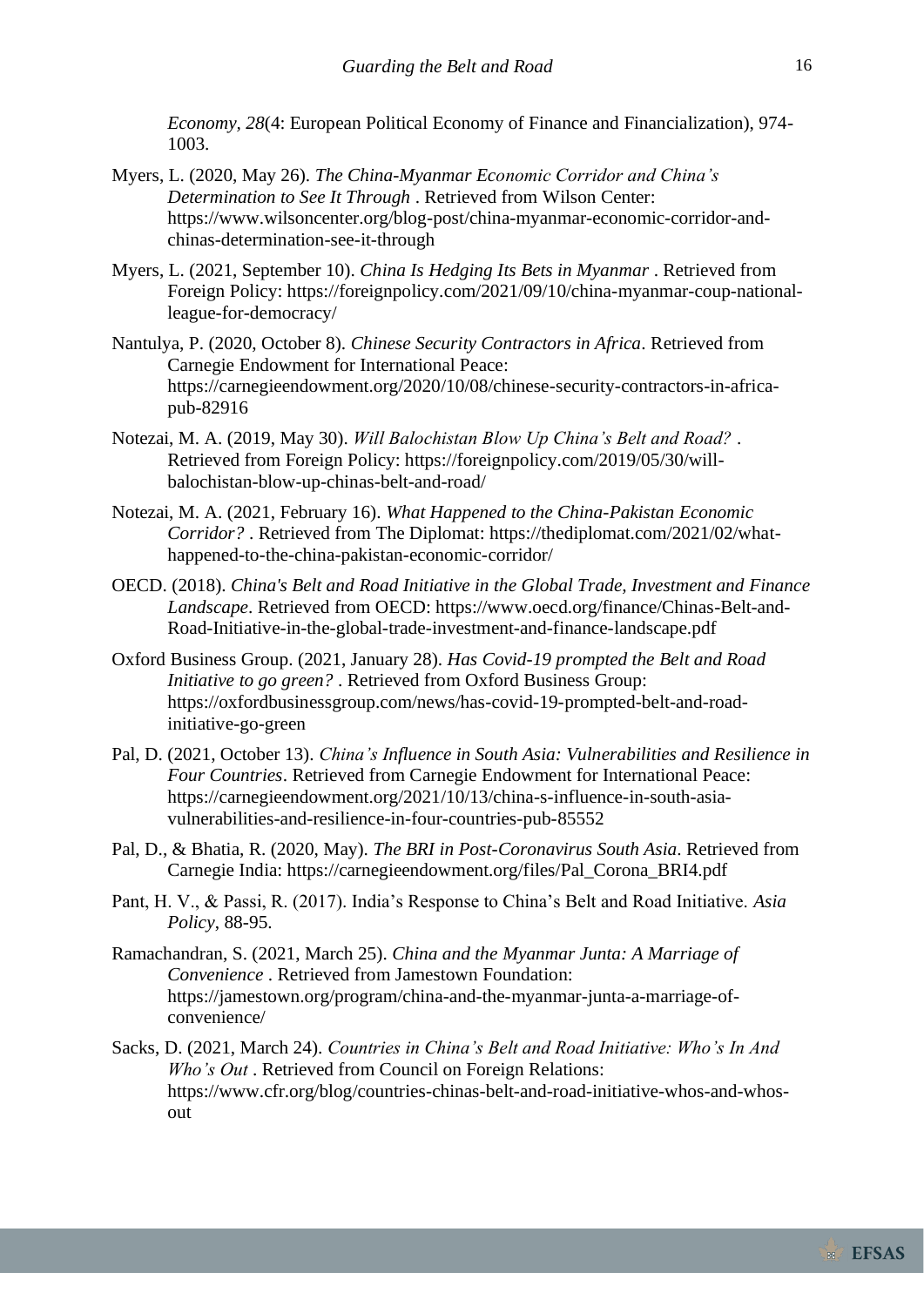*Economy, 28*(4: European Political Economy of Finance and Financialization), 974-1003.

Myers, L. (2020, May 26). *The China-Myanmar Economic Corridor and China's Determination to See It Through* . Retrieved from Wilson Center: https://www.wilsoncenter.org/blog-post/china-myanmar-economic-corridor-and-chinas-determination-see-it-through

Myers, L. (2021, September 10). *China Is Hedging Its Bets in Myanmar* . Retrieved from Foreign Policy: https://foreignpolicy.com/2021/09/10/china-myanmar-coup-national-league-for-democracy/

Nantulya, P. (2020, October 8). *Chinese Security Contractors in Africa*. Retrieved from Carnegie Endowment for International Peace: https://carnegieendowment.org/2020/10/08/chinese-security-contractors-in-africa-pub-82916

Notezai, M. A. (2019, May 30). *Will Balochistan Blow Up China's Belt and Road?* . Retrieved from Foreign Policy: https://foreignpolicy.com/2019/05/30/will-balochistan-blow-up-chinas-belt-and-road/

Notezai, M. A. (2021, February 16). *What Happened to the China-Pakistan Economic Corridor?* . Retrieved from The Diplomat: https://thediplomat.com/2021/02/what-happened-to-the-china-pakistan-economic-corridor/

OECD. (2018). *China's Belt and Road Initiative in the Global Trade, Investment and Finance Landscape*. Retrieved from OECD: https://www.oecd.org/finance/Chinas-Belt-and-Road-Initiative-in-the-global-trade-investment-and-finance-landscape.pdf

Oxford Business Group. (2021, January 28). *Has Covid-19 prompted the Belt and Road Initiative to go green?* . Retrieved from Oxford Business Group: https://oxfordbusinessgroup.com/news/has-covid-19-prompted-belt-and-road-initiative-go-green

Pal, D. (2021, October 13). *China's Influence in South Asia: Vulnerabilities and Resilience in Four Countries*. Retrieved from Carnegie Endowment for International Peace: https://carnegieendowment.org/2021/10/13/china-s-influence-in-south-asia-vulnerabilities-and-resilience-in-four-countries-pub-85552

Pal, D., & Bhatia, R. (2020, May). *The BRI in Post-Coronavirus South Asia*. Retrieved from Carnegie India: https://carnegieendowment.org/files/Pal_Corona_BRI4.pdf

Pant, H. V., & Passi, R. (2017). India's Response to China's Belt and Road Initiative. *Asia Policy*, 88-95.

Ramachandran, S. (2021, March 25). *China and the Myanmar Junta: A Marriage of Convenience* . Retrieved from Jamestown Foundation: https://jamestown.org/program/china-and-the-myanmar-junta-a-marriage-of-convenience/

Sacks, D. (2021, March 24). *Countries in China's Belt and Road Initiative: Who's In And Who's Out* . Retrieved from Council on Foreign Relations: https://www.cfr.org/blog/countries-chinas-belt-and-road-initiative-whos-and-whos-out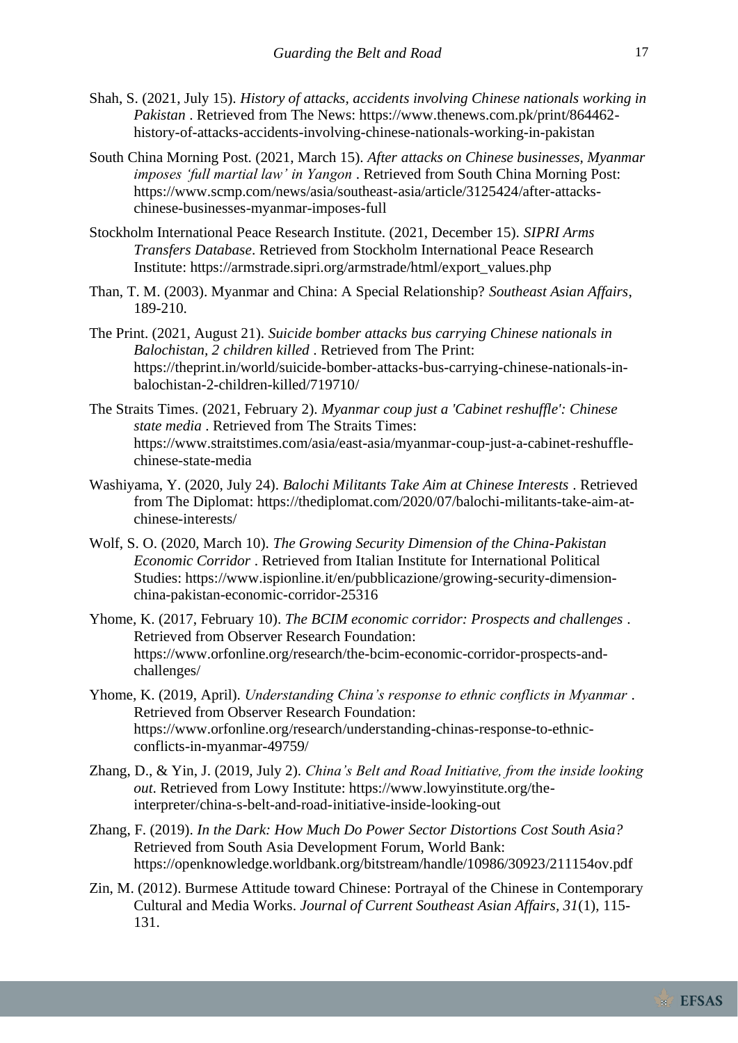Shah, S. (2021, July 15). *History of attacks, accidents involving Chinese nationals working in Pakistan* . Retrieved from The News: https://www.thenews.com.pk/print/864462-history-of-attacks-accidents-involving-chinese-nationals-working-in-pakistan

South China Morning Post. (2021, March 15). *After attacks on Chinese businesses, Myanmar imposes 'full martial law' in Yangon* . Retrieved from South China Morning Post: https://www.scmp.com/news/asia/southeast-asia/article/3125424/after-attacks-chinese-businesses-myanmar-imposes-full

Stockholm International Peace Research Institute. (2021, December 15). *SIPRI Arms Transfers Database*. Retrieved from Stockholm International Peace Research Institute: https://armstrade.sipri.org/armstrade/html/export_values.php

Than, T. M. (2003). Myanmar and China: A Special Relationship? *Southeast Asian Affairs*, 189-210.

The Print. (2021, August 21). *Suicide bomber attacks bus carrying Chinese nationals in Balochistan, 2 children killed* . Retrieved from The Print: https://theprint.in/world/suicide-bomber-attacks-bus-carrying-chinese-nationals-in-balochistan-2-children-killed/719710/

The Straits Times. (2021, February 2). *Myanmar coup just a 'Cabinet reshuffle': Chinese state media* . Retrieved from The Straits Times: https://www.straitstimes.com/asia/east-asia/myanmar-coup-just-a-cabinet-reshuffle-chinese-state-media

Washiyama, Y. (2020, July 24). *Balochi Militants Take Aim at Chinese Interests* . Retrieved from The Diplomat: https://thediplomat.com/2020/07/balochi-militants-take-aim-at-chinese-interests/

Wolf, S. O. (2020, March 10). *The Growing Security Dimension of the China-Pakistan Economic Corridor* . Retrieved from Italian Institute for International Political Studies: https://www.ispionline.it/en/pubblicazione/growing-security-dimension-china-pakistan-economic-corridor-25316

Yhome, K. (2017, February 10). *The BCIM economic corridor: Prospects and challenges* . Retrieved from Observer Research Foundation: https://www.orfonline.org/research/the-bcim-economic-corridor-prospects-and-challenges/

Yhome, K. (2019, April). *Understanding China's response to ethnic conflicts in Myanmar* . Retrieved from Observer Research Foundation: https://www.orfonline.org/research/understanding-chinas-response-to-ethnic-conflicts-in-myanmar-49759/

Zhang, D., & Yin, J. (2019, July 2). *China's Belt and Road Initiative, from the inside looking out*. Retrieved from Lowy Institute: https://www.lowyinstitute.org/the-interpreter/china-s-belt-and-road-initiative-inside-looking-out

Zhang, F. (2019). *In the Dark: How Much Do Power Sector Distortions Cost South Asia?* Retrieved from South Asia Development Forum, World Bank: https://openknowledge.worldbank.org/bitstream/handle/10986/30923/211154ov.pdf

Zin, M. (2012). Burmese Attitude toward Chinese: Portrayal of the Chinese in Contemporary Cultural and Media Works. *Journal of Current Southeast Asian Affairs, 31*(1), 115-131.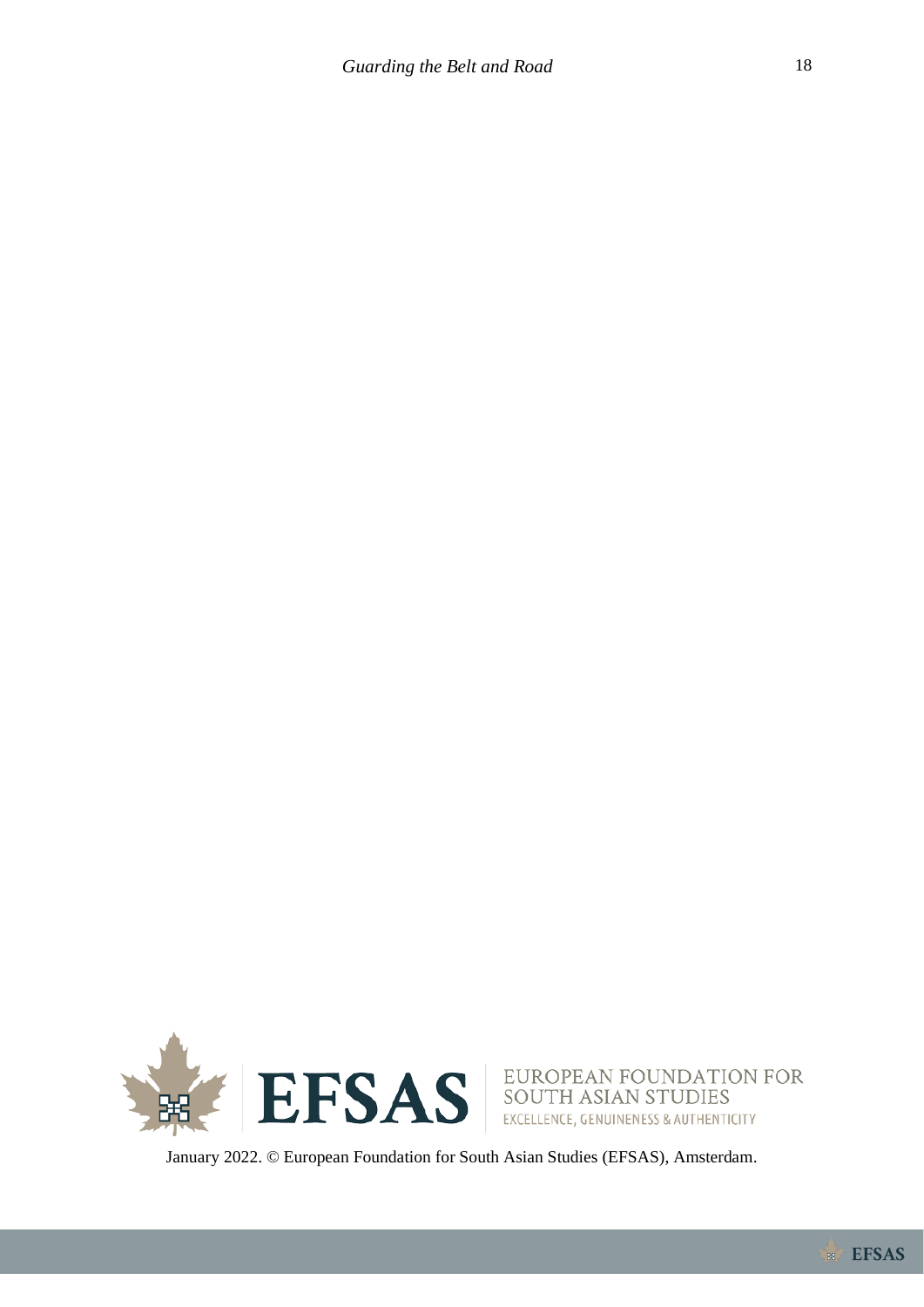EFSAS

EUROPEAN FOUNDATION FOR SOUTH ASIAN STUDIES

EXCELLENCE, GENUINENESS & AUTHENTICITY

January 2022. © European Foundation for South Asian Studies (EFSAS), Amsterdam.